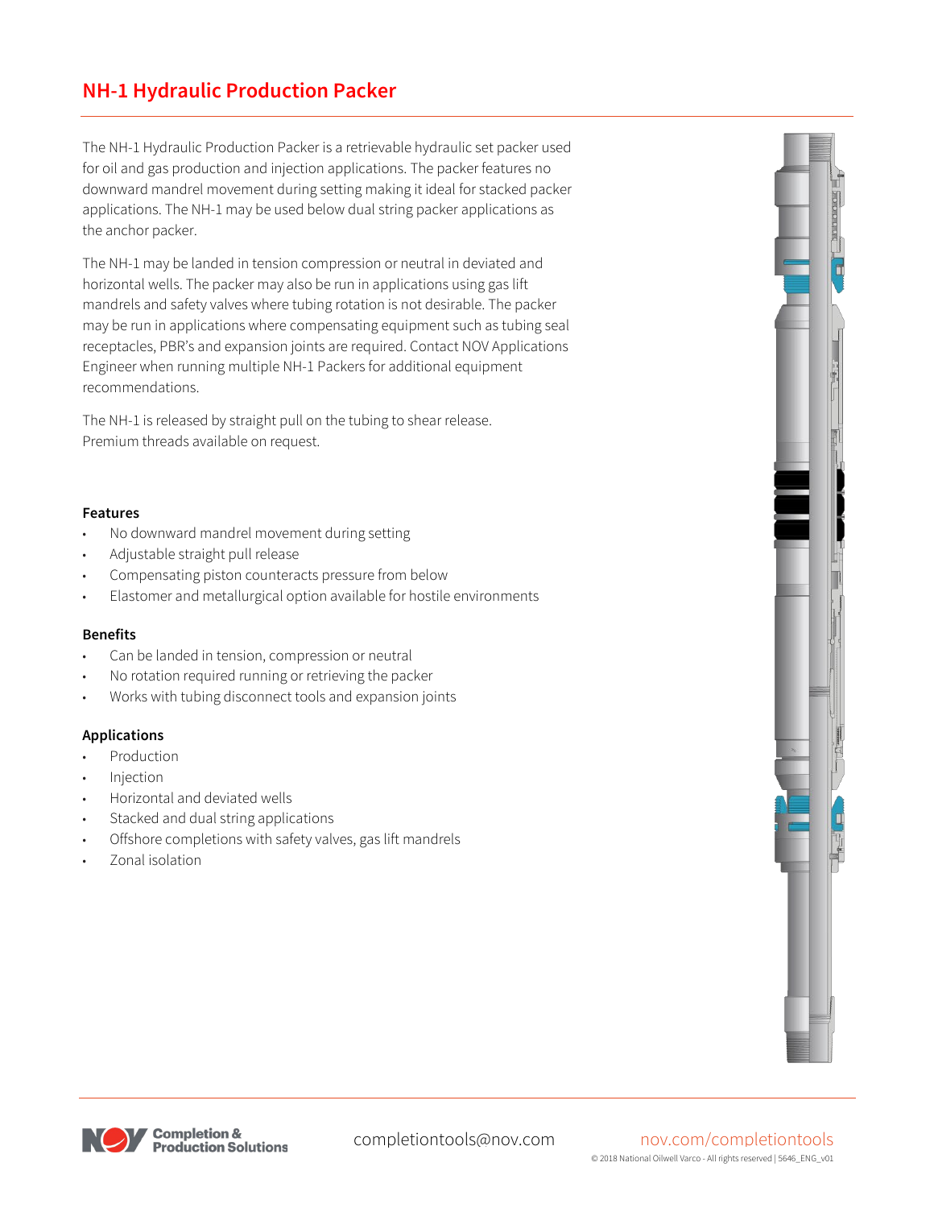# NH-1 Hydraulic Production Packer

The NH-1 Hydraulic Production Packer is a retrievable hydraulic set packer used for oil and gas production and injection applications. The packer features no downward mandrel movement during setting making it ideal for stacked packer applications. The NH-1 may be used below dual string packer applications as the anchor packer.

The NH-1 may be landed in tension compression or neutral in deviated and horizontal wells. The packer may also be run in applications using gas lift mandrels and safety valves where tubing rotation is not desirable. The packer may be run in applications where compensating equipment such as tubing seal receptacles, PBR's and expansion joints are required. Contact NOV Applications Engineer when running multiple NH-1 Packers for additional equipment recommendations.

The NH-1 is released by straight pull on the tubing to shear release. Premium threads available on request.

### Features

- No downward mandrel movement during setting
- Adjustable straight pull release
- Compensating piston counteracts pressure from below
- Elastomer and metallurgical option available for hostile environments

### Benefits

- Can be landed in tension, compression or neutral
- No rotation required running or retrieving the packer
- Works with tubing disconnect tools and expansion joints

### Applications

- Production
- Injection
- Horizontal and deviated wells
- Stacked and dual string applications
- Offshore completions with safety valves, gas lift mandrels
- Zonal isolation

Completion & Production Solutions

completiontools@nov.com

nov.com/completiontools

© 2018 National Oilwell Varco - All rights reserved | 5646_ENG_v01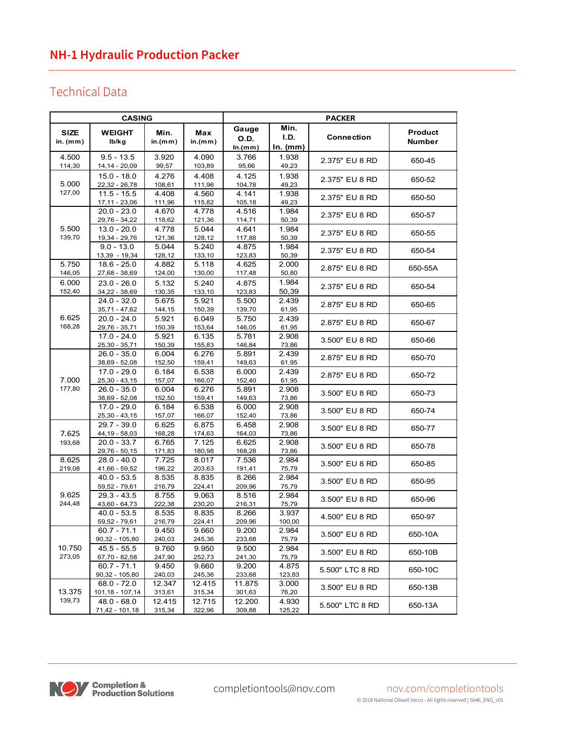# NH-1 Hydraulic Production Packer

## Technical Data

| CASING | | | | PACKER | | | |
|---|---|---|---|---|---|---|---|
| SIZE in. (mm) | WEIGHT lb/kg | Min. in.(mm) | Max in.(mm) | Gauge O.D. In.(mm) | Min. I.D. In. (mm) | Connection | Product Number |
| 4.500 114,30 | 9.5 - 13.5 14,14 - 20,09 | 3.920 99,57 | 4.090 103,89 | 3.766 95,66 | 1.938 49,23 | 2.375" EU 8 RD | 650-45 |
| 5.000 127,00 | 15.0 - 18.0 22,32 - 26,78 | 4.276 108,61 | 4.408 111,96 | 4.125 104,78 | 1.938 49,23 | 2.375" EU 8 RD | 650-52 |
| | 11.5 - 15.5 17,11 - 23,06 | 4.408 111,96 | 4.560 115,82 | 4.141 105,18 | 1.938 49,23 | 2.375" EU 8 RD | 650-50 |
| 5.500 139,70 | 20.0 - 23.0 29,76 - 34,22 | 4.670 118,62 | 4.778 121,36 | 4.516 114,71 | 1.984 50,39 | 2.375" EU 8 RD | 650-57 |
| | 13.0 - 20.0 19,34 - 29,76 | 4.778 121,36 | 5.044 128,12 | 4.641 117,88 | 1.984 50,39 | 2.375" EU 8 RD | 650-55 |
| | 9.0 - 13.0 13,39 - 19,34 | 5.044 128,12 | 5.240 133,10 | 4.875 123,83 | 1.984 50,39 | 2.375" EU 8 RD | 650-54 |
| 5.750 146,05 | 18.6 - 25.0 27,68 - 38,69 | 4.882 124,00 | 5.118 130,00 | 4.625 117,48 | 2.000 50,80 | 2.875" EU 8 RD | 650-55A |
| 6.000 152,40 | 23.0 - 26.0 34,22 - 38,69 | 5.132 130,35 | 5.240 133,10 | 4.875 123,83 | 1.984 50,39 | 2.375" EU 8 RD | 650-54 |
| 6.625 168,28 | 24.0 - 32.0 35,71 - 47,62 | 5.675 144,15 | 5.921 150,39 | 5.500 139,70 | 2.439 61,95 | 2.875" EU 8 RD | 650-65 |
| | 20.0 - 24.0 29,76 - 35,71 | 5.921 150,39 | 6.049 153,64 | 5.750 146,05 | 2.439 61,95 | 2.875" EU 8 RD | 650-67 |
| | 17.0 - 24.0 25,30 - 35,71 | 5.921 150,39 | 6.135 155,83 | 5.781 146,84 | 2.908 73,86 | 3.500" EU 8 RD | 650-66 |
| 7.000 177,80 | 26.0 - 35.0 38,69 - 52,08 | 6.004 152,50 | 6.276 159,41 | 5.891 149,63 | 2.439 61,95 | 2.875" EU 8 RD | 650-70 |
| | 17.0 - 29.0 25,30 - 43,15 | 6.184 157,07 | 6.538 166,07 | 6.000 152,40 | 2.439 61,95 | 2.875" EU 8 RD | 650-72 |
| | 26.0 - 35.0 38,69 - 52,08 | 6.004 152,50 | 6.276 159,41 | 5.891 149,63 | 2.908 73,86 | 3.500" EU 8 RD | 650-73 |
| | 17.0 - 29.0 25,30 - 43,15 | 6.184 157,07 | 6.538 166,07 | 6.000 152,40 | 2.908 73,86 | 3.500" EU 8 RD | 650-74 |
| 7.625 193,68 | 29.7 - 39.0 44,19 - 58,03 | 6.625 168,28 | 6.875 174,63 | 6.458 164,03 | 2.908 73,86 | 3.500" EU 8 RD | 650-77 |
| | 20.0 - 33.7 29,76 - 50,15 | 6.765 171,83 | 7.125 180,98 | 6.625 168,28 | 2.908 73,86 | 3.500" EU 8 RD | 650-78 |
| 8.625 219,08 | 28.0 - 40.0 41,66 - 59,52 | 7.725 196,22 | 8.017 203,63 | 7.536 191,41 | 2.984 75,79 | 3.500" EU 8 RD | 650-85 |
| 9.625 244,48 | 40.0 - 53.5 59,52 - 79,61 | 8.535 216,79 | 8.835 224,41 | 8.266 209,96 | 2.984 75,79 | 3.500" EU 8 RD | 650-95 |
| | 29.3 - 43.5 43,60 - 64,73 | 8.755 222,38 | 9.063 230,20 | 8.516 216,31 | 2.984 75,79 | 3.500" EU 8 RD | 650-96 |
| | 40.0 - 53.5 59,52 - 79,61 | 8.535 216,79 | 8.835 224,41 | 8.266 209,96 | 3.937 100,00 | 4.500" EU 8 RD | 650-97 |
| 10.750 273,05 | 60.7 - 71.1 90,32 - 105,80 | 9.450 240,03 | 9.660 245,36 | 9.200 233,68 | 2.984 75,79 | 3.500" EU 8 RD | 650-10A |
| | 45.5 - 55.5 67,70 - 82,58 | 9.760 247,90 | 9.950 252,73 | 9.500 241,30 | 2.984 75,79 | 3.500" EU 8 RD | 650-10B |
| | 60.7 - 71.1 90,32 - 105,80 | 9.450 240,03 | 9.660 245,36 | 9.200 233,68 | 4.875 123,83 | 5.500" LTC 8 RD | 650-10C |
| 13.375 139,73 | 68.0 - 72.0 101,18 - 107,14 | 12.347 313,61 | 12.415 315,34 | 11.875 301,63 | 3.000 76,20 | 3.500" EU 8 RD | 650-13B |
| | 48.0 - 68.0 71,42 - 101,18 | 12.415 315,34 | 12.715 322,96 | 12.200 309,88 | 4.930 125,22 | 5.500" LTC 8 RD | 650-13A |

Completion & Production Solutions

completiontools@nov.com

nov.com/completiontools

© 2018 National Oilwell Varco - All rights reserved | 5646_ENG_v01